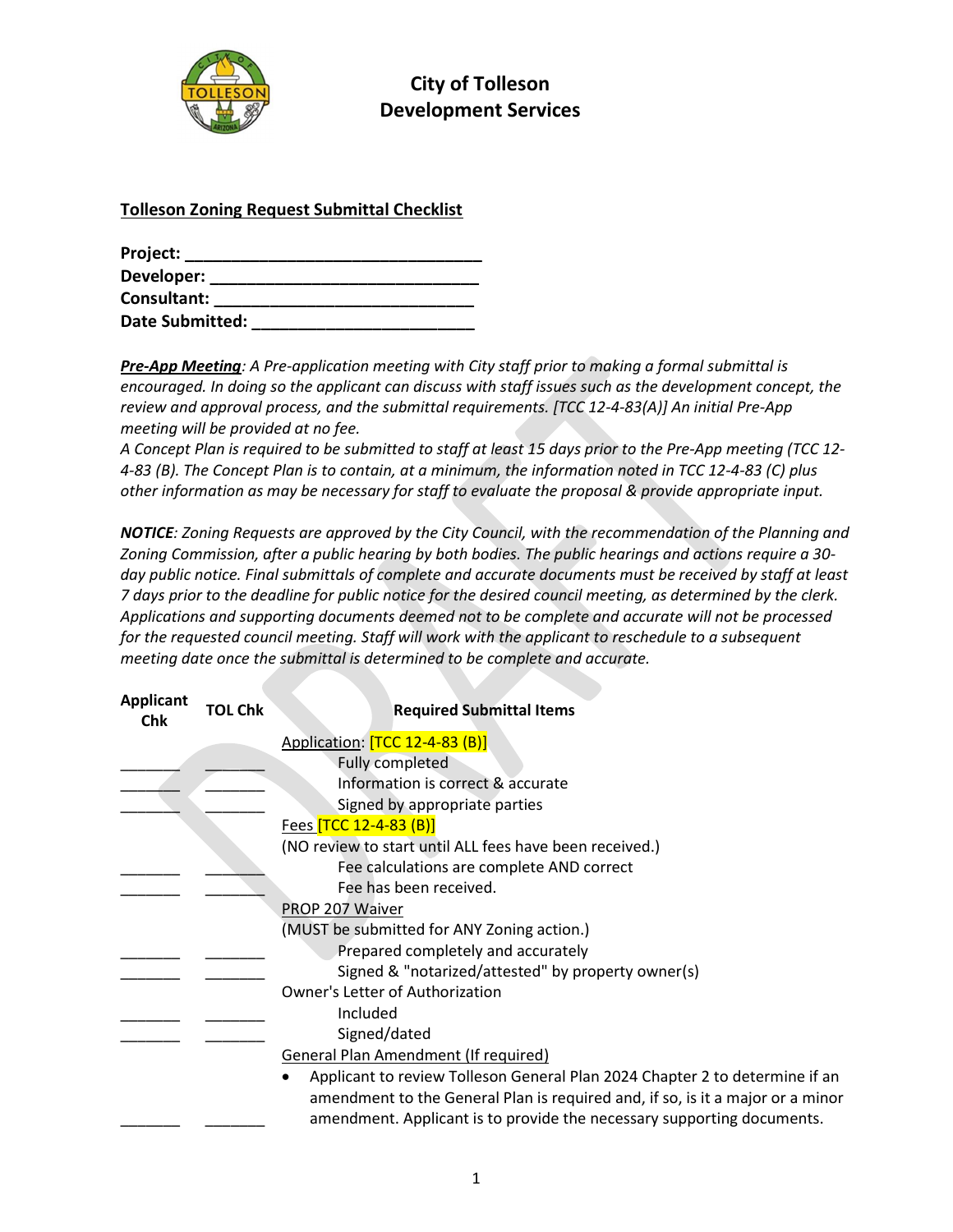# City of Tolleson
# Development Services

## Tolleson Zoning Request Submittal Checklist

**Project: ________________________________**
**Developer: ______________________________**
**Consultant: _____________________________**
**Date Submitted: _________________________**

***Pre-App Meeting****: A Pre-application meeting with City staff prior to making a formal submittal is encouraged. In doing so the applicant can discuss with staff issues such as the development concept, the review and approval process, and the submittal requirements. [TCC 12-4-83(A)] An initial Pre-App meeting will be provided at no fee.*
*A Concept Plan is required to be submitted to staff at least 15 days prior to the Pre-App meeting (TCC 12-4-83 (B). The Concept Plan is to contain, at a minimum, the information noted in TCC 12-4-83 (C) plus other information as may be necessary for staff to evaluate the proposal & provide appropriate input.*

***NOTICE****: Zoning Requests are approved by the City Council, with the recommendation of the Planning and Zoning Commission, after a public hearing by both bodies. The public hearings and actions require a 30-day public notice. Final submittals of complete and accurate documents must be received by staff at least 7 days prior to the deadline for public notice for the desired council meeting, as determined by the clerk. Applications and supporting documents deemed not to be complete and accurate will not be processed for the requested council meeting. Staff will work with the applicant to reschedule to a subsequent meeting date once the submittal is determined to be complete and accurate.*

| Applicant Chk | TOL Chk | Required Submittal Items |
|---|---|---|
| | | Application: [TCC 12-4-83 (B)] |
| _______ | _______ | Fully completed |
| _______ | _______ | Information is correct & accurate |
| _______ | _______ | Signed by appropriate parties |
| | | Fees [TCC 12-4-83 (B)] |
| | | (NO review to start until ALL fees have been received.) |
| _______ | _______ | Fee calculations are complete AND correct |
| _______ | _______ | Fee has been received. |
| | | PROP 207 Waiver |
| | | (MUST be submitted for ANY Zoning action.) |
| _______ | _______ | Prepared completely and accurately |
| _______ | _______ | Signed & "notarized/attested" by property owner(s) |
| | | Owner's Letter of Authorization |
| _______ | _______ | Included |
| _______ | _______ | Signed/dated |
| | | General Plan Amendment (If required) |
| _______ | _______ | • Applicant to review Tolleson General Plan 2024 Chapter 2 to determine if an amendment to the General Plan is required and, if so, is it a major or a minor amendment. Applicant is to provide the necessary supporting documents. |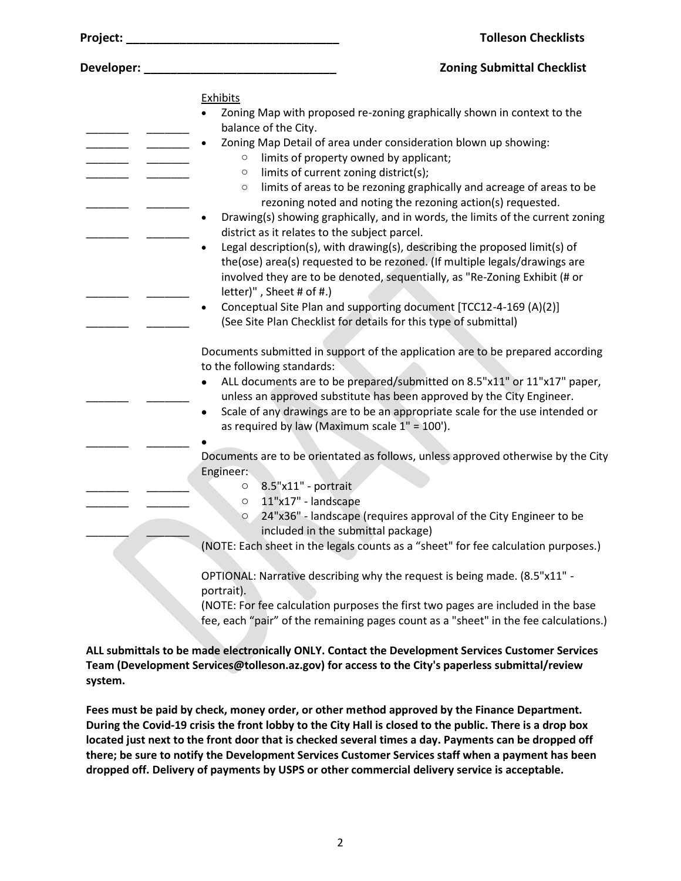**Project: \_\_\_\_\_\_\_\_\_\_\_\_\_\_\_\_\_\_\_\_\_\_\_\_\_\_\_\_\_\_\_\_\_\_** **Tolleson Checklists**

**Developer: \_\_\_\_\_\_\_\_\_\_\_\_\_\_\_\_\_\_\_\_\_\_\_\_\_\_\_\_\_\_\_** **Zoning Submittal Checklist**

Exhibits

- \_\_\_\_\_\_\_ \_\_\_\_\_\_\_ Zoning Map with proposed re-zoning graphically shown in context to the balance of the City.
- \_\_\_\_\_\_\_ \_\_\_\_\_\_\_ Zoning Map Detail of area under consideration blown up showing:
  - \_\_\_\_\_\_\_ \_\_\_\_\_\_\_ limits of property owned by applicant;
  - \_\_\_\_\_\_\_ \_\_\_\_\_\_\_ limits of current zoning district(s);
  - \_\_\_\_\_\_\_ \_\_\_\_\_\_\_ limits of areas to be rezoning graphically and acreage of areas to be rezoning noted and noting the rezoning action(s) requested.
- \_\_\_\_\_\_\_ \_\_\_\_\_\_\_ Drawing(s) showing graphically, and in words, the limits of the current zoning district as it relates to the subject parcel.
- \_\_\_\_\_\_\_ \_\_\_\_\_\_\_ Legal description(s), with drawing(s), describing the proposed limit(s) of the(ose) area(s) requested to be rezoned. (If multiple legals/drawings are involved they are to be denoted, sequentially, as "Re-Zoning Exhibit (# or letter)" , Sheet # of #.)
- \_\_\_\_\_\_\_ \_\_\_\_\_\_\_ Conceptual Site Plan and supporting document [TCC12-4-169 (A)(2)] (See Site Plan Checklist for details for this type of submittal)

Documents submitted in support of the application are to be prepared according to the following standards:

- \_\_\_\_\_\_\_ \_\_\_\_\_\_\_ ALL documents are to be prepared/submitted on 8.5"x11" or 11"x17" paper, unless an approved substitute has been approved by the City Engineer.
- \_\_\_\_\_\_\_ \_\_\_\_\_\_\_ Scale of any drawings are to be an appropriate scale for the use intended or as required by law (Maximum scale 1" = 100').
- 

Documents are to be orientated as follows, unless approved otherwise by the City Engineer:

- \_\_\_\_\_\_\_ \_\_\_\_\_\_\_ 8.5"x11" - portrait
- \_\_\_\_\_\_\_ \_\_\_\_\_\_\_ 11"x17" - landscape
- \_\_\_\_\_\_\_ \_\_\_\_\_\_\_ 24"x36" - landscape (requires approval of the City Engineer to be included in the submittal package)

(NOTE: Each sheet in the legals counts as a "sheet" for fee calculation purposes.)

OPTIONAL: Narrative describing why the request is being made. (8.5"x11" - portrait).
(NOTE: For fee calculation purposes the first two pages are included in the base fee, each "pair" of the remaining pages count as a "sheet" in the fee calculations.)

**ALL submittals to be made electronically ONLY. Contact the Development Services Customer Services Team (Development Services@tolleson.az.gov) for access to the City's paperless submittal/review system.**

**Fees must be paid by check, money order, or other method approved by the Finance Department. During the Covid-19 crisis the front lobby to the City Hall is closed to the public. There is a drop box located just next to the front door that is checked several times a day. Payments can be dropped off there; be sure to notify the Development Services Customer Services staff when a payment has been dropped off. Delivery of payments by USPS or other commercial delivery service is acceptable.**